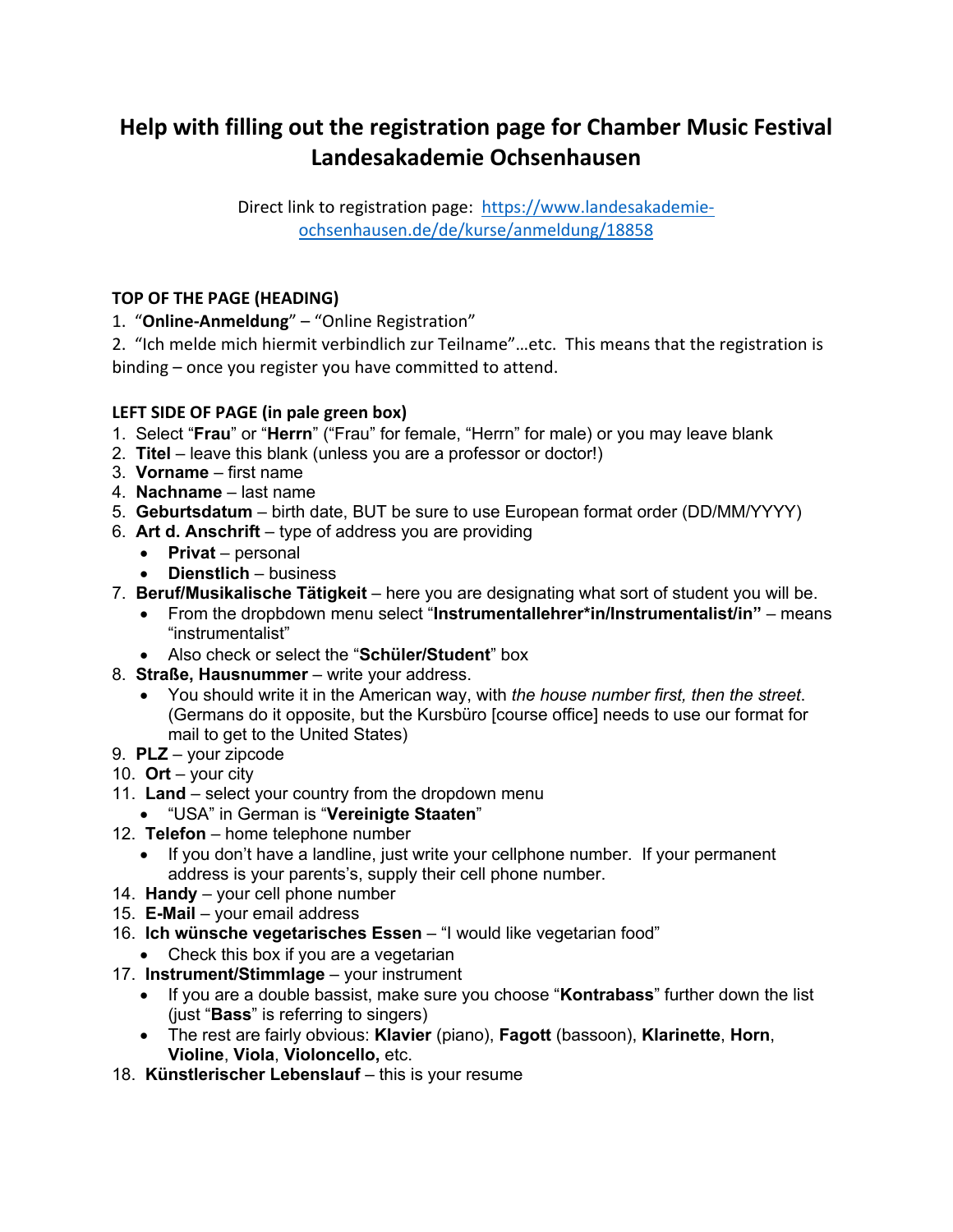# Help with filling out the registration page for Chamber Music Festival Landesakademie Ochsenhausen

Direct link to registration page: [https://www.landesakademie-ochsenhausen.de/de/kurse/anmeldung/18858](https://www.landesakademie-ochsenhausen.de/de/kurse/anmeldung/18858)

## TOP OF THE PAGE (HEADING)

1. "**Online-Anmeldung**" – "Online Registration"
2. "Ich melde mich hiermit verbindlich zur Teilname"…etc. This means that the registration is binding – once you register you have committed to attend.

## LEFT SIDE OF PAGE (in pale green box)

1. Select "**Frau**" or "**Herrn**" ("Frau" for female, "Herrn" for male) or you may leave blank
2. **Titel** – leave this blank (unless you are a professor or doctor!)
3. **Vorname** – first name
4. **Nachname** – last name
5. **Geburtsdatum** – birth date, BUT be sure to use European format order (DD/MM/YYYY)
6. **Art d. Anschrift** – type of address you are providing
   - **Privat** – personal
   - **Dienstlich** – business
7. **Beruf/Musikalische Tätigkeit** – here you are designating what sort of student you will be.
   - From the dropbdown menu select "**Instrumentallehrer*in/Instrumentalist/in"** – means "instrumentalist"
   - Also check or select the "**Schüler/Student**" box
8. **Straße, Hausnummer** – write your address.
   - You should write it in the American way, with *the house number first, then the street*. (Germans do it opposite, but the Kursbüro [course office] needs to use our format for mail to get to the United States)
9. **PLZ** – your zipcode
10. **Ort** – your city
11. **Land** – select your country from the dropdown menu
    - "USA" in German is "**Vereinigte Staaten**"
12. **Telefon** – home telephone number
    - If you don't have a landline, just write your cellphone number. If your permanent address is your parents's, supply their cell phone number.

14. **Handy** – your cell phone number
15. **E-Mail** – your email address
16. **Ich wünsche vegetarisches Essen** – "I would like vegetarian food"
    - Check this box if you are a vegetarian
17. **Instrument/Stimmlage** – your instrument
    - If you are a double bassist, make sure you choose "**Kontrabass**" further down the list (just "**Bass**" is referring to singers)
    - The rest are fairly obvious: **Klavier** (piano), **Fagott** (bassoon), **Klarinette**, **Horn**, **Violine**, **Viola**, **Violoncello,** etc.
18. **Künstlerischer Lebenslauf** – this is your resume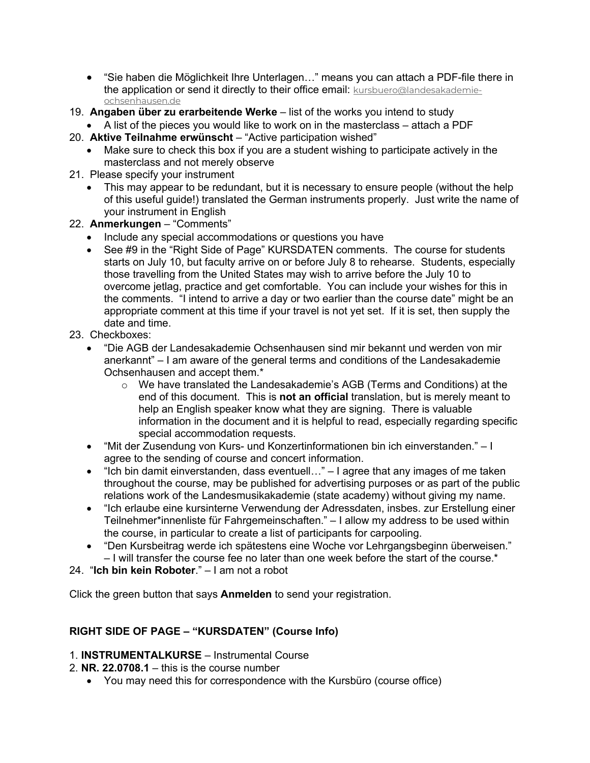- "Sie haben die Möglichkeit Ihre Unterlagen…" means you can attach a PDF-file there in the application or send it directly to their office email: kursbuero@landesakademie-ochsenhausen.de

19. **Angaben über zu erarbeitende Werke** – list of the works you intend to study
    - A list of the pieces you would like to work on in the masterclass – attach a PDF
20. **Aktive Teilnahme erwünscht** – "Active participation wished"
    - Make sure to check this box if you are a student wishing to participate actively in the masterclass and not merely observe
21. Please specify your instrument
    - This may appear to be redundant, but it is necessary to ensure people (without the help of this useful guide!) translated the German instruments properly. Just write the name of your instrument in English
22. **Anmerkungen** – "Comments"
    - Include any special accommodations or questions you have
    - See #9 in the "Right Side of Page" KURSDATEN comments. The course for students starts on July 10, but faculty arrive on or before July 8 to rehearse. Students, especially those travelling from the United States may wish to arrive before the July 10 to overcome jetlag, practice and get comfortable. You can include your wishes for this in the comments. "I intend to arrive a day or two earlier than the course date" might be an appropriate comment at this time if your travel is not yet set. If it is set, then supply the date and time.
23. Checkboxes:
    - "Die AGB der Landesakademie Ochsenhausen sind mir bekannt und werden von mir anerkannt" – I am aware of the general terms and conditions of the Landesakademie Ochsenhausen and accept them.*
        - We have translated the Landesakademie's AGB (Terms and Conditions) at the end of this document. This is **not an official** translation, but is merely meant to help an English speaker know what they are signing. There is valuable information in the document and it is helpful to read, especially regarding specific special accommodation requests.
    - "Mit der Zusendung von Kurs- und Konzertinformationen bin ich einverstanden." – I agree to the sending of course and concert information.
    - "Ich bin damit einverstanden, dass eventuell…" – I agree that any images of me taken throughout the course, may be published for advertising purposes or as part of the public relations work of the Landesmusikakademie (state academy) without giving my name.
    - "Ich erlaube eine kursinterne Verwendung der Adressdaten, insbes. zur Erstellung einer Teilnehmer*innenliste für Fahrgemeinschaften." – I allow my address to be used within the course, in particular to create a list of participants for carpooling.
    - "Den Kursbeitrag werde ich spätestens eine Woche vor Lehrgangsbeginn überweisen." – I will transfer the course fee no later than one week before the start of the course.*
24. "**Ich bin kein Roboter**." – I am not a robot

Click the green button that says **Anmelden** to send your registration.

**RIGHT SIDE OF PAGE – "KURSDATEN" (Course Info)**

1. **INSTRUMENTALKURSE** – Instrumental Course
2. **NR. 22.0708.1** – this is the course number
    - You may need this for correspondence with the Kursbüro (course office)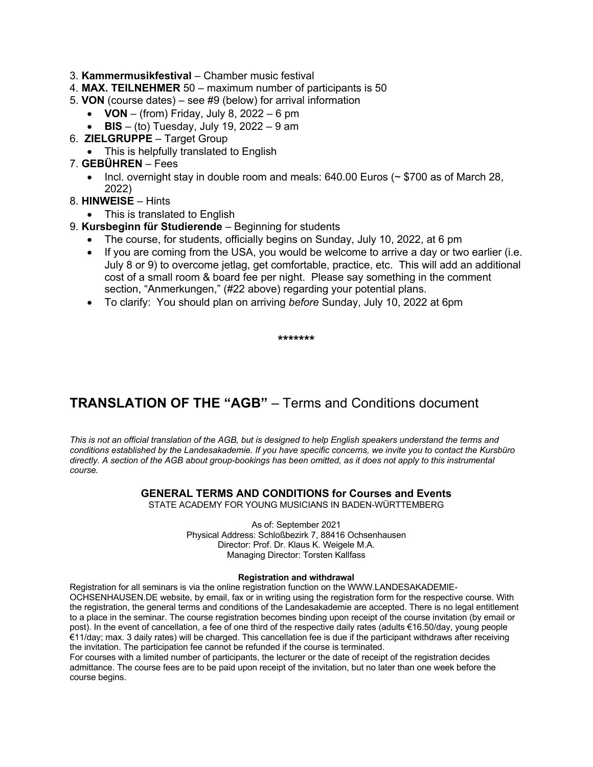3. **Kammermusikfestival** – Chamber music festival
4. **MAX. TEILNEHMER** 50 – maximum number of participants is 50
5. **VON** (course dates) – see #9 (below) for arrival information
   - **VON** – (from) Friday, July 8, 2022 – 6 pm
   - **BIS** – (to) Tuesday, July 19, 2022 – 9 am
6. **ZIELGRUPPE** – Target Group
   - This is helpfully translated to English
7. **GEBÜHREN** – Fees
   - Incl. overnight stay in double room and meals: 640.00 Euros (~ $700 as of March 28, 2022)
8. **HINWEISE** – Hints
   - This is translated to English
9. **Kursbeginn für Studierende** – Beginning for students
   - The course, for students, officially begins on Sunday, July 10, 2022, at 6 pm
   - If you are coming from the USA, you would be welcome to arrive a day or two earlier (i.e. July 8 or 9) to overcome jetlag, get comfortable, practice, etc. This will add an additional cost of a small room & board fee per night. Please say something in the comment section, "Anmerkungen," (#22 above) regarding your potential plans.
   - To clarify: You should plan on arriving *before* Sunday, July 10, 2022 at 6pm

*******

## **TRANSLATION OF THE "AGB"** – Terms and Conditions document

*This is not an official translation of the AGB, but is designed to help English speakers understand the terms and conditions established by the Landesakademie. If you have specific concerns, we invite you to contact the Kursbüro directly. A section of the AGB about group-bookings has been omitted, as it does not apply to this instrumental course.*

### GENERAL TERMS AND CONDITIONS for Courses and Events

STATE ACADEMY FOR YOUNG MUSICIANS IN BADEN-WÜRTTEMBERG

As of: September 2021
Physical Address: Schloßbezirk 7, 88416 Ochsenhausen
Director: Prof. Dr. Klaus K. Weigele M.A.
Managing Director: Torsten Kallfass

**Registration and withdrawal**

Registration for all seminars is via the online registration function on the WWW.LANDESAKADEMIE-OCHSENHAUSEN.DE website, by email, fax or in writing using the registration form for the respective course. With the registration, the general terms and conditions of the Landesakademie are accepted. There is no legal entitlement to a place in the seminar. The course registration becomes binding upon receipt of the course invitation (by email or post). In the event of cancellation, a fee of one third of the respective daily rates (adults €16.50/day, young people €11/day; max. 3 daily rates) will be charged. This cancellation fee is due if the participant withdraws after receiving the invitation. The participation fee cannot be refunded if the course is terminated.

For courses with a limited number of participants, the lecturer or the date of receipt of the registration decides admittance. The course fees are to be paid upon receipt of the invitation, but no later than one week before the course begins.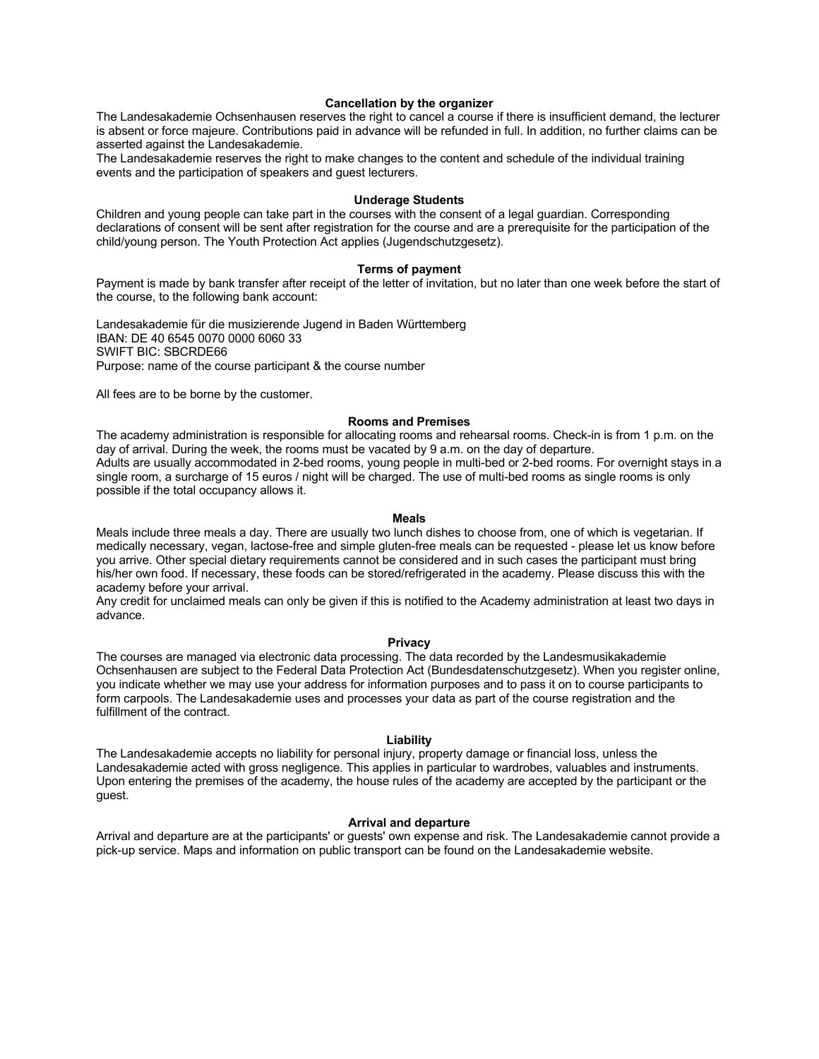## Cancellation by the organizer

The Landesakademie Ochsenhausen reserves the right to cancel a course if there is insufficient demand, the lecturer is absent or force majeure. Contributions paid in advance will be refunded in full. In addition, no further claims can be asserted against the Landesakademie.
The Landesakademie reserves the right to make changes to the content and schedule of the individual training events and the participation of speakers and guest lecturers.

## Underage Students

Children and young people can take part in the courses with the consent of a legal guardian. Corresponding declarations of consent will be sent after registration for the course and are a prerequisite for the participation of the child/young person. The Youth Protection Act applies (Jugendschutzgesetz).

## Terms of payment

Payment is made by bank transfer after receipt of the letter of invitation, but no later than one week before the start of the course, to the following bank account:

Landesakademie für die musizierende Jugend in Baden Württemberg
IBAN: DE 40 6545 0070 0000 6060 33
SWIFT BIC: SBCRDE66
Purpose: name of the course participant & the course number

All fees are to be borne by the customer.

## Rooms and Premises

The academy administration is responsible for allocating rooms and rehearsal rooms. Check-in is from 1 p.m. on the day of arrival. During the week, the rooms must be vacated by 9 a.m. on the day of departure.
Adults are usually accommodated in 2-bed rooms, young people in multi-bed or 2-bed rooms. For overnight stays in a single room, a surcharge of 15 euros / night will be charged. The use of multi-bed rooms as single rooms is only possible if the total occupancy allows it.

## Meals

Meals include three meals a day. There are usually two lunch dishes to choose from, one of which is vegetarian. If medically necessary, vegan, lactose-free and simple gluten-free meals can be requested - please let us know before you arrive. Other special dietary requirements cannot be considered and in such cases the participant must bring his/her own food. If necessary, these foods can be stored/refrigerated in the academy. Please discuss this with the academy before your arrival.
Any credit for unclaimed meals can only be given if this is notified to the Academy administration at least two days in advance.

## Privacy

The courses are managed via electronic data processing. The data recorded by the Landesmusikakademie Ochsenhausen are subject to the Federal Data Protection Act (Bundesdatenschutzgesetz). When you register online, you indicate whether we may use your address for information purposes and to pass it on to course participants to form carpools. The Landesakademie uses and processes your data as part of the course registration and the fulfillment of the contract.

## Liability

The Landesakademie accepts no liability for personal injury, property damage or financial loss, unless the Landesakademie acted with gross negligence. This applies in particular to wardrobes, valuables and instruments. Upon entering the premises of the academy, the house rules of the academy are accepted by the participant or the guest.

## Arrival and departure

Arrival and departure are at the participants' or guests' own expense and risk. The Landesakademie cannot provide a pick-up service. Maps and information on public transport can be found on the Landesakademie website.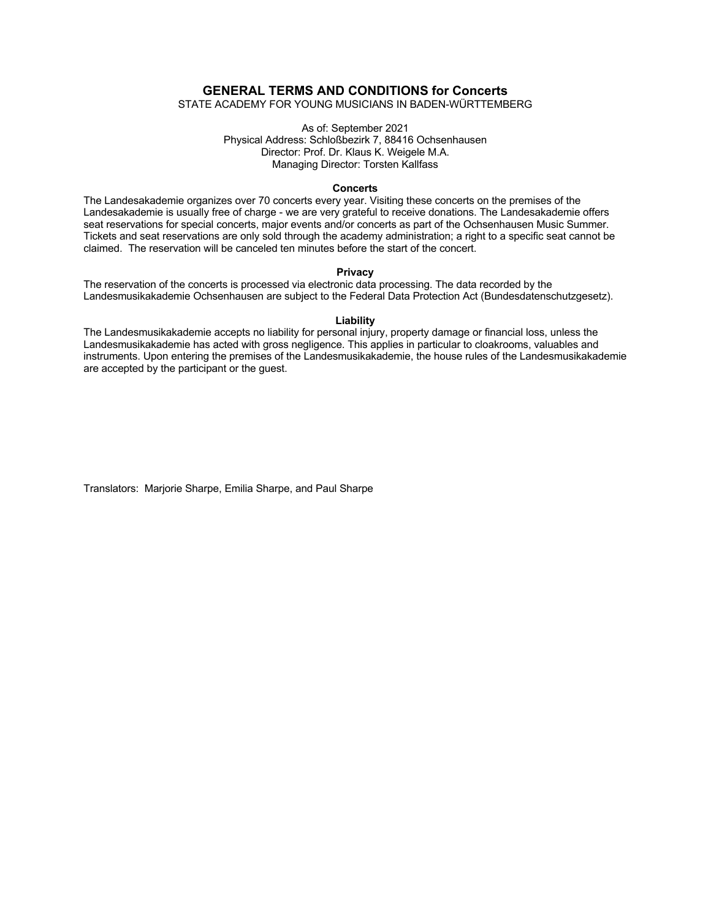# GENERAL TERMS AND CONDITIONS for Concerts

STATE ACADEMY FOR YOUNG MUSICIANS IN BADEN-WÜRTTEMBERG

As of: September 2021
Physical Address: Schloßbezirk 7, 88416 Ochsenhausen
Director: Prof. Dr. Klaus K. Weigele M.A.
Managing Director: Torsten Kallfass

## Concerts

The Landesakademie organizes over 70 concerts every year. Visiting these concerts on the premises of the Landesakademie is usually free of charge - we are very grateful to receive donations. The Landesakademie offers seat reservations for special concerts, major events and/or concerts as part of the Ochsenhausen Music Summer. Tickets and seat reservations are only sold through the academy administration; a right to a specific seat cannot be claimed. The reservation will be canceled ten minutes before the start of the concert.

## Privacy

The reservation of the concerts is processed via electronic data processing. The data recorded by the Landesmusikakademie Ochsenhausen are subject to the Federal Data Protection Act (Bundesdatenschutzgesetz).

## Liability

The Landesmusikakademie accepts no liability for personal injury, property damage or financial loss, unless the Landesmusikakademie has acted with gross negligence. This applies in particular to cloakrooms, valuables and instruments. Upon entering the premises of the Landesmusikakademie, the house rules of the Landesmusikakademie are accepted by the participant or the guest.

Translators: Marjorie Sharpe, Emilia Sharpe, and Paul Sharpe